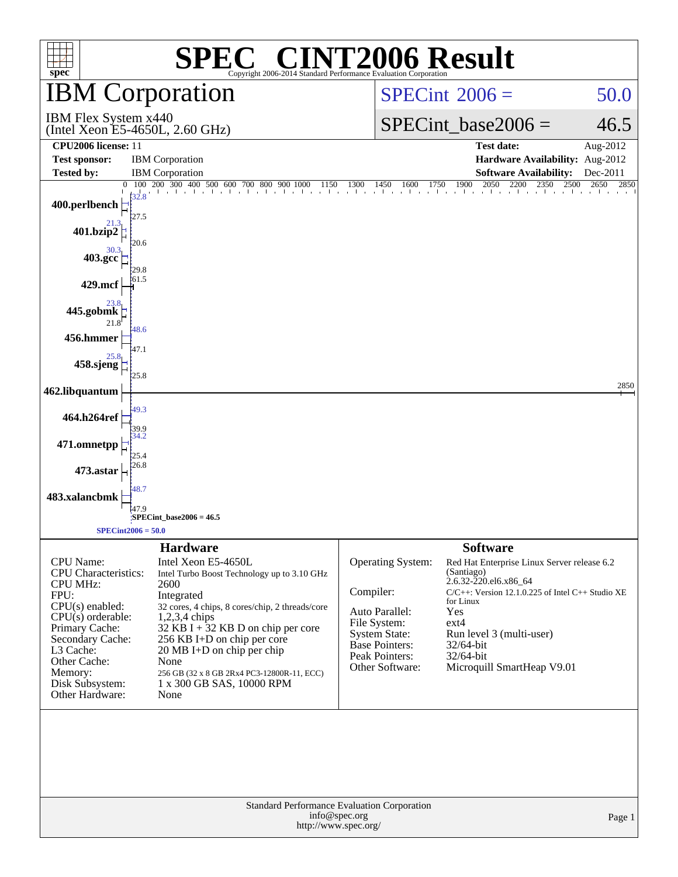# SPEC® CINT2006 Result

Copyright 2006-2014 Standard Performance Evaluation Corporation

## IBM Corporation

IBM Flex System x440
(Intel Xeon E5-4650L, 2.60 GHz)

SPECint® 2006 = 50.0

SPECint_base2006 = 46.5

| | | | |
|---|---|---|---|
| **CPU2006 license:** 11 | | **Test date:** | Aug-2012 |
| **Test sponsor:** | IBM Corporation | **Hardware Availability:** | Aug-2012 |
| **Tested by:** | IBM Corporation | **Software Availability:** | Dec-2011 |

| Benchmark | Peak | Base |
|---|---|---|
| 400.perlbench | 32.8 | 27.5 |
| 401.bzip2 | 21.3 | 20.6 |
| 403.gcc | 30.3 | 29.8 |
| 429.mcf | | 61.5 |
| 445.gobmk | 23.8 | 21.8 |
| 456.hmmer | 48.6 | 47.1 |
| 458.sjeng | 25.8 | 25.8 |
| 462.libquantum | | 2850 |
| 464.h264ref | 49.3 | 39.9 |
| 471.omnetpp | 34.2 | 25.4 |
| 473.astar | | 26.8 |
| 483.xalancbmk | 48.7 | 47.9 |

SPECint_base2006 = 46.5

SPECint2006 = 50.0

### Hardware

| | |
|---|---|
| CPU Name: | Intel Xeon E5-4650L |
| CPU Characteristics: | Intel Turbo Boost Technology up to 3.10 GHz |
| CPU MHz: | 2600 |
| FPU: | Integrated |
| CPU(s) enabled: | 32 cores, 4 chips, 8 cores/chip, 2 threads/core |
| CPU(s) orderable: | 1,2,3,4 chips |
| Primary Cache: | 32 KB I + 32 KB D on chip per core |
| Secondary Cache: | 256 KB I+D on chip per core |
| L3 Cache: | 20 MB I+D on chip per chip |
| Other Cache: | None |
| Memory: | 256 GB (32 x 8 GB 2Rx4 PC3-12800R-11, ECC) |
| Disk Subsystem: | 1 x 300 GB SAS, 10000 RPM |
| Other Hardware: | None |

### Software

| | |
|---|---|
| Operating System: | Red Hat Enterprise Linux Server release 6.2 (Santiago) 2.6.32-220.el6.x86_64 |
| Compiler: | C/C++: Version 12.1.0.225 of Intel C++ Studio XE for Linux |
| Auto Parallel: | Yes |
| File System: | ext4 |
| System State: | Run level 3 (multi-user) |
| Base Pointers: | 32/64-bit |
| Peak Pointers: | 32/64-bit |
| Other Software: | Microquill SmartHeap V9.01 |

Standard Performance Evaluation Corporation
info@spec.org
http://www.spec.org/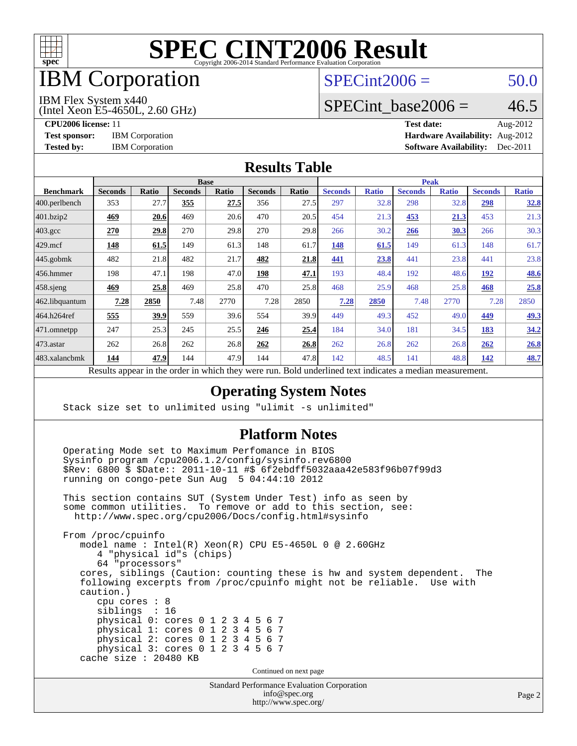# SPEC CINT2006 Result

Copyright 2006-2014 Standard Performance Evaluation Corporation

## IBM Corporation

IBM Flex System x440
(Intel Xeon E5-4650L, 2.60 GHz)

SPECint2006 = 50.0

SPECint_base2006 = 46.5

**CPU2006 license:** 11
**Test sponsor:** IBM Corporation
**Tested by:** IBM Corporation

**Test date:** Aug-2012
**Hardware Availability:** Aug-2012
**Software Availability:** Dec-2011

### Results Table

| Benchmark | Base | | | | | | Peak | | | | | |
|---|---|---|---|---|---|---|---|---|---|---|---|---|
| | Seconds | Ratio | Seconds | Ratio | Seconds | Ratio | Seconds | Ratio | Seconds | Ratio | Seconds | Ratio |
| 400.perlbench | 353 | 27.7 | **355** | **27.5** | 356 | 27.5 | 297 | 32.8 | 298 | 32.8 | **298** | **32.8** |
| 401.bzip2 | **469** | **20.6** | 469 | 20.6 | 470 | 20.5 | 454 | 21.3 | **453** | **21.3** | 453 | 21.3 |
| 403.gcc | **270** | **29.8** | 270 | 29.8 | 270 | 29.8 | 266 | 30.2 | **266** | **30.3** | 266 | 30.3 |
| 429.mcf | **148** | **61.5** | 149 | 61.3 | 148 | 61.7 | **148** | **61.5** | 149 | 61.3 | 148 | 61.7 |
| 445.gobmk | 482 | 21.8 | 482 | 21.7 | **482** | **21.8** | **441** | **23.8** | 441 | 23.8 | 441 | 23.8 |
| 456.hmmer | 198 | 47.1 | 198 | 47.0 | **198** | **47.1** | 193 | 48.4 | 192 | 48.6 | **192** | **48.6** |
| 458.sjeng | **469** | **25.8** | 469 | 25.8 | 470 | 25.8 | 468 | 25.9 | 468 | 25.8 | **468** | **25.8** |
| 462.libquantum | **7.28** | **2850** | 7.48 | 2770 | 7.28 | 2850 | **7.28** | **2850** | 7.48 | 2770 | 7.28 | 2850 |
| 464.h264ref | **555** | **39.9** | 559 | 39.6 | 554 | 39.9 | 449 | 49.3 | 452 | 49.0 | **449** | **49.3** |
| 471.omnetpp | 247 | 25.3 | 245 | 25.5 | **246** | **25.4** | 184 | 34.0 | 181 | 34.5 | **183** | **34.2** |
| 473.astar | 262 | 26.8 | 262 | 26.8 | **262** | **26.8** | 262 | 26.8 | 262 | 26.8 | **262** | **26.8** |
| 483.xalancbmk | **144** | **47.9** | 144 | 47.9 | 144 | 47.8 | 142 | 48.5 | 141 | 48.8 | **142** | **48.7** |

Results appear in the order in which they were run. Bold underlined text indicates a median measurement.

### Operating System Notes

```
Stack size set to unlimited using "ulimit -s unlimited"
```

### Platform Notes

```
Operating Mode set to Maximum Perfomance in BIOS
Sysinfo program /cpu2006.1.2/config/sysinfo.rev6800
$Rev: 6800 $ $Date:: 2011-10-11 #$ 6f2ebdff5032aaa42e583f96b07f99d3
running on congo-pete Sun Aug  5 04:44:10 2012

This section contains SUT (System Under Test) info as seen by
some common utilities.  To remove or add to this section, see:
  http://www.spec.org/cpu2006/Docs/config.html#sysinfo

From /proc/cpuinfo
   model name : Intel(R) Xeon(R) CPU E5-4650L 0 @ 2.60GHz
      4 "physical id"s (chips)
      64 "processors"
   cores, siblings (Caution: counting these is hw and system dependent.  The
   following excerpts from /proc/cpuinfo might not be reliable.  Use with
   caution.)
      cpu cores : 8
      siblings  : 16
      physical 0: cores 0 1 2 3 4 5 6 7
      physical 1: cores 0 1 2 3 4 5 6 7
      physical 2: cores 0 1 2 3 4 5 6 7
      physical 3: cores 0 1 2 3 4 5 6 7
   cache size : 20480 KB
```

Continued on next page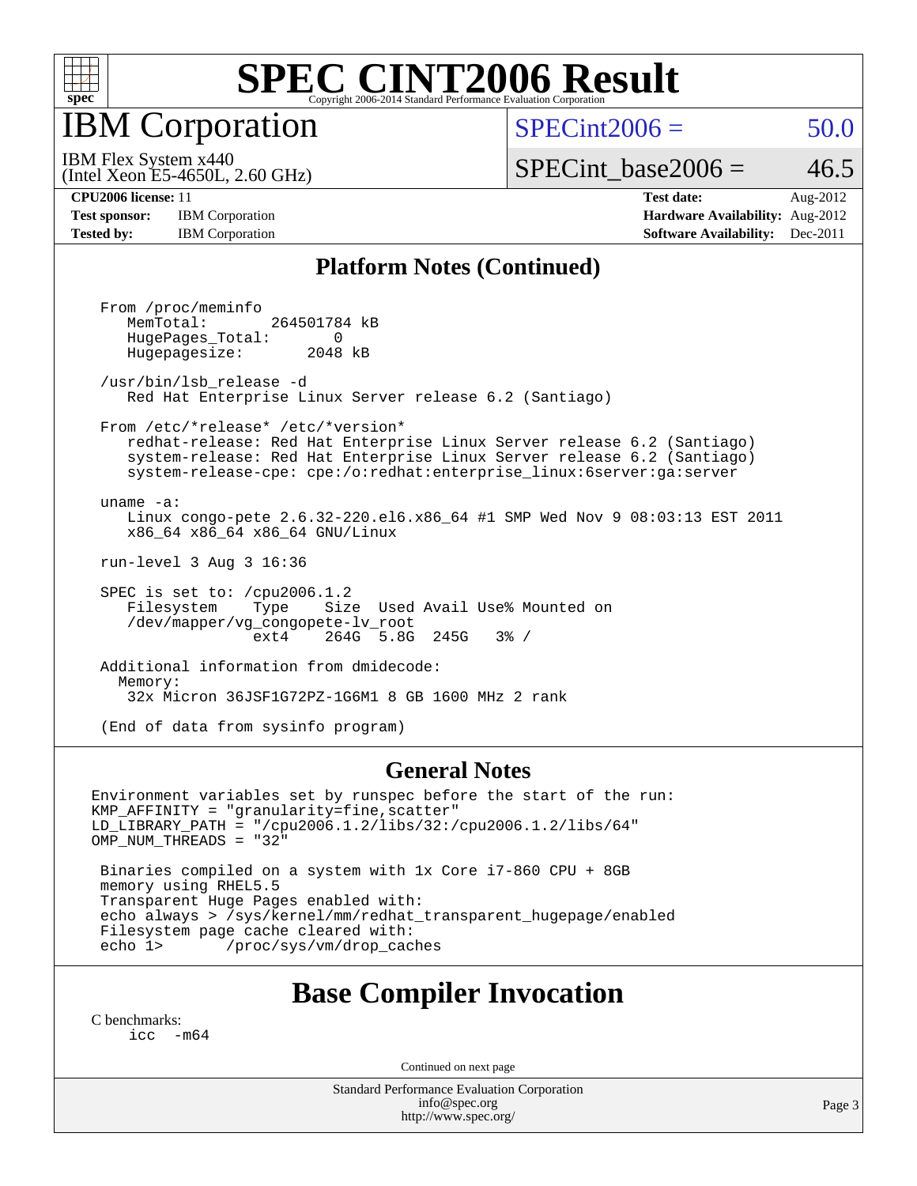# SPEC CINT2006 Result

Copyright 2006-2014 Standard Performance Evaluation Corporation

## IBM Corporation

IBM Flex System x440
(Intel Xeon E5-4650L, 2.60 GHz)

SPECint2006 = 50.0

SPECint_base2006 = 46.5

**CPU2006 license:** 11
**Test sponsor:** IBM Corporation
**Tested by:** IBM Corporation

**Test date:** Aug-2012
**Hardware Availability:** Aug-2012
**Software Availability:** Dec-2011

## Platform Notes (Continued)

```
From /proc/meminfo
   MemTotal:       264501784 kB
   HugePages_Total:       0
   Hugepagesize:       2048 kB

/usr/bin/lsb_release -d
   Red Hat Enterprise Linux Server release 6.2 (Santiago)

From /etc/*release* /etc/*version*
   redhat-release: Red Hat Enterprise Linux Server release 6.2 (Santiago)
   system-release: Red Hat Enterprise Linux Server release 6.2 (Santiago)
   system-release-cpe: cpe:/o:redhat:enterprise_linux:6server:ga:server

uname -a:
   Linux congo-pete 2.6.32-220.el6.x86_64 #1 SMP Wed Nov 9 08:03:13 EST 2011
   x86_64 x86_64 x86_64 GNU/Linux

run-level 3 Aug 3 16:36

SPEC is set to: /cpu2006.1.2
   Filesystem    Type    Size  Used Avail Use% Mounted on
   /dev/mapper/vg_congopete-lv_root
                 ext4    264G  5.8G  245G   3% /

Additional information from dmidecode:
  Memory:
   32x Micron 36JSF1G72PZ-1G6M1 8 GB 1600 MHz 2 rank

(End of data from sysinfo program)
```

## General Notes

```
Environment variables set by runspec before the start of the run:
KMP_AFFINITY = "granularity=fine,scatter"
LD_LIBRARY_PATH = "/cpu2006.1.2/libs/32:/cpu2006.1.2/libs/64"
OMP_NUM_THREADS = "32"

 Binaries compiled on a system with 1x Core i7-860 CPU + 8GB
 memory using RHEL5.5
 Transparent Huge Pages enabled with:
 echo always > /sys/kernel/mm/redhat_transparent_hugepage/enabled
 Filesystem page cache cleared with:
 echo 1>       /proc/sys/vm/drop_caches
```

## Base Compiler Invocation

C benchmarks:
```
icc   -m64
```

Continued on next page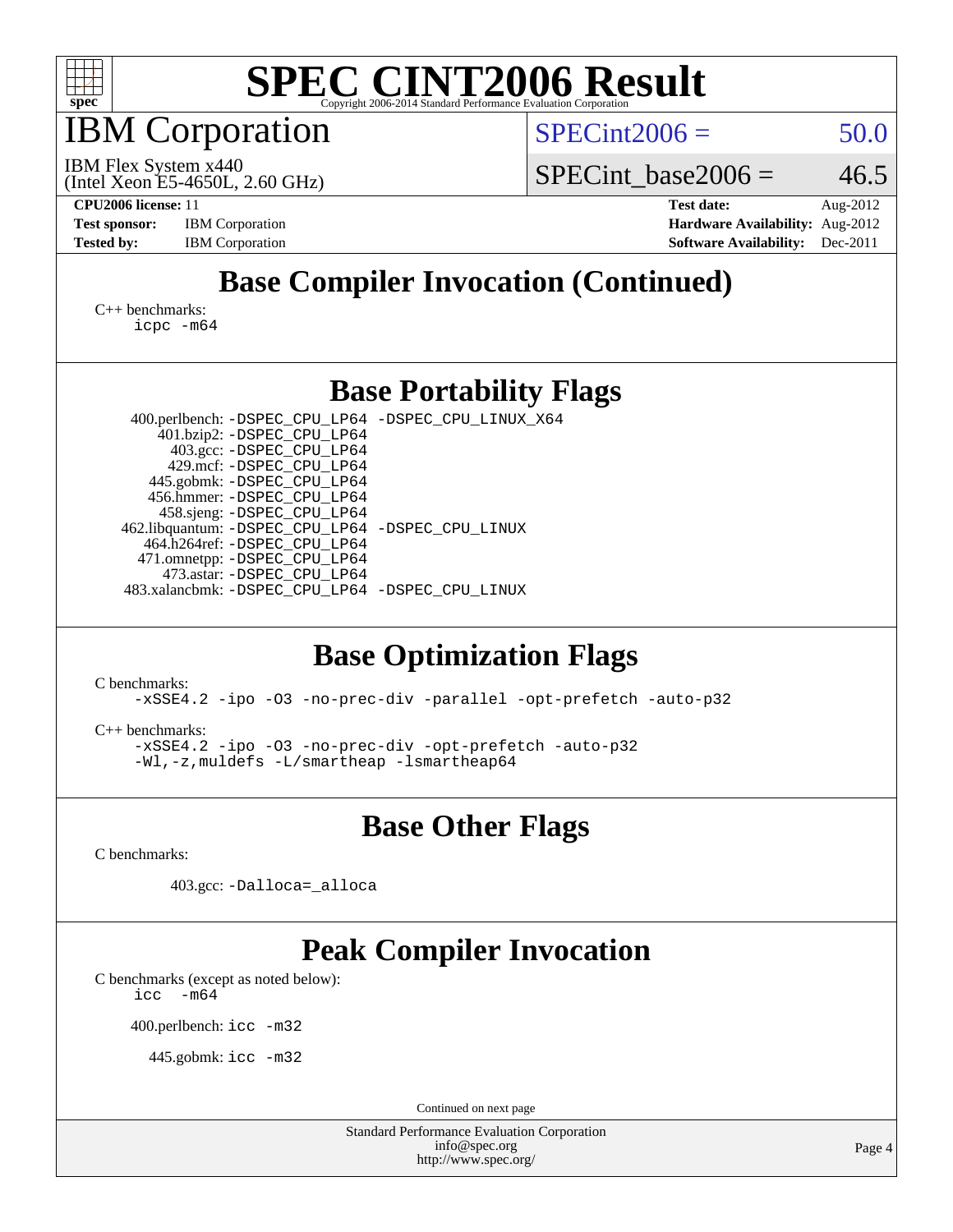# SPEC CINT2006 Result

Copyright 2006-2014 Standard Performance Evaluation Corporation

## IBM Corporation

IBM Flex System x440
(Intel Xeon E5-4650L, 2.60 GHz)

SPECint2006 = 50.0

SPECint_base2006 = 46.5

**CPU2006 license:** 11
**Test sponsor:** IBM Corporation
**Tested by:** IBM Corporation

**Test date:** Aug-2012
**Hardware Availability:** Aug-2012
**Software Availability:** Dec-2011

## Base Compiler Invocation (Continued)

C++ benchmarks:
```
icpc -m64
```

## Base Portability Flags

| Benchmark | Flags |
|---|---|
| 400.perlbench: | -DSPEC_CPU_LP64 -DSPEC_CPU_LINUX_X64 |
| 401.bzip2: | -DSPEC_CPU_LP64 |
| 403.gcc: | -DSPEC_CPU_LP64 |
| 429.mcf: | -DSPEC_CPU_LP64 |
| 445.gobmk: | -DSPEC_CPU_LP64 |
| 456.hmmer: | -DSPEC_CPU_LP64 |
| 458.sjeng: | -DSPEC_CPU_LP64 |
| 462.libquantum: | -DSPEC_CPU_LP64 -DSPEC_CPU_LINUX |
| 464.h264ref: | -DSPEC_CPU_LP64 |
| 471.omnetpp: | -DSPEC_CPU_LP64 |
| 473.astar: | -DSPEC_CPU_LP64 |
| 483.xalancbmk: | -DSPEC_CPU_LP64 -DSPEC_CPU_LINUX |

## Base Optimization Flags

C benchmarks:
```
-xSSE4.2 -ipo -O3 -no-prec-div -parallel -opt-prefetch -auto-p32
```

C++ benchmarks:
```
-xSSE4.2 -ipo -O3 -no-prec-div -opt-prefetch -auto-p32
-Wl,-z,muldefs -L/smartheap -lsmartheap64
```

## Base Other Flags

C benchmarks:

403.gcc: `-Dalloca=_alloca`

## Peak Compiler Invocation

C benchmarks (except as noted below):
```
icc  -m64
```

400.perlbench: `icc -m32`

445.gobmk: `icc -m32`

Continued on next page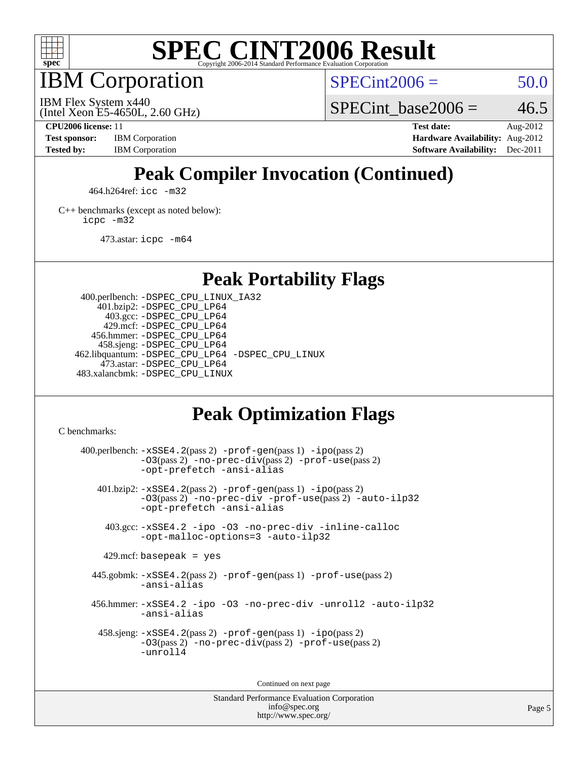# SPEC CINT2006 Result

## IBM Corporation

IBM Flex System x440
(Intel Xeon E5-4650L, 2.60 GHz)

SPECint2006 = 50.0

SPECint_base2006 = 46.5

**CPU2006 license:** 11
**Test sponsor:** IBM Corporation
**Tested by:** IBM Corporation

**Test date:** Aug-2012
**Hardware Availability:** Aug-2012
**Software Availability:** Dec-2011

## Peak Compiler Invocation (Continued)

464.h264ref: `icc -m32`

C++ benchmarks (except as noted below):
`icpc -m32`

473.astar: `icpc -m64`

## Peak Portability Flags

400.perlbench: `-DSPEC_CPU_LINUX_IA32`
401.bzip2: `-DSPEC_CPU_LP64`
403.gcc: `-DSPEC_CPU_LP64`
429.mcf: `-DSPEC_CPU_LP64`
456.hmmer: `-DSPEC_CPU_LP64`
458.sjeng: `-DSPEC_CPU_LP64`
462.libquantum: `-DSPEC_CPU_LP64 -DSPEC_CPU_LINUX`
473.astar: `-DSPEC_CPU_LP64`
483.xalancbmk: `-DSPEC_CPU_LINUX`

## Peak Optimization Flags

C benchmarks:

400.perlbench: `-xSSE4.2`(pass 2) `-prof-gen`(pass 1) `-ipo`(pass 2) `-O3`(pass 2) `-no-prec-div`(pass 2) `-prof-use`(pass 2) `-opt-prefetch -ansi-alias`

401.bzip2: `-xSSE4.2`(pass 2) `-prof-gen`(pass 1) `-ipo`(pass 2) `-O3`(pass 2) `-no-prec-div -prof-use`(pass 2) `-auto-ilp32 -opt-prefetch -ansi-alias`

403.gcc: `-xSSE4.2 -ipo -O3 -no-prec-div -inline-calloc -opt-malloc-options=3 -auto-ilp32`

429.mcf: `basepeak = yes`

445.gobmk: `-xSSE4.2`(pass 2) `-prof-gen`(pass 1) `-prof-use`(pass 2) `-ansi-alias`

456.hmmer: `-xSSE4.2 -ipo -O3 -no-prec-div -unroll2 -auto-ilp32 -ansi-alias`

458.sjeng: `-xSSE4.2`(pass 2) `-prof-gen`(pass 1) `-ipo`(pass 2) `-O3`(pass 2) `-no-prec-div`(pass 2) `-prof-use`(pass 2) `-unroll4`

Continued on next page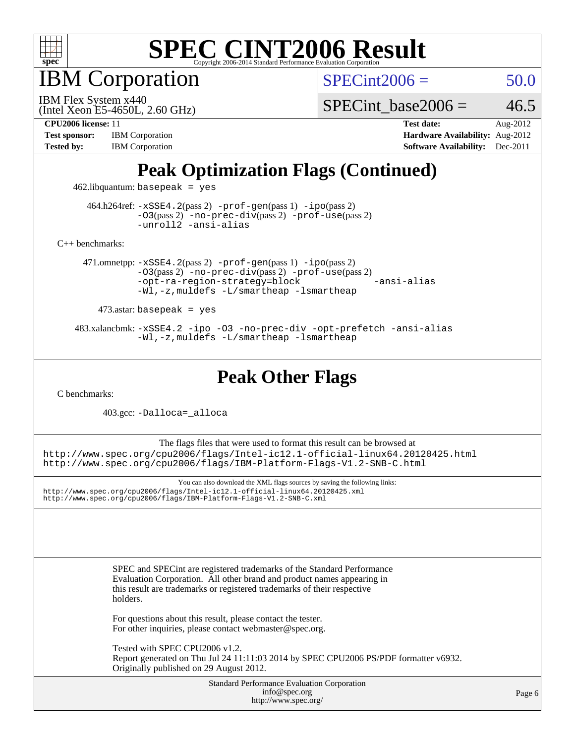# SPEC CINT2006 Result

Copyright 2006-2014 Standard Performance Evaluation Corporation

## IBM Corporation

IBM Flex System x440
(Intel Xeon E5-4650L, 2.60 GHz)

SPECint2006 = 50.0

SPECint_base2006 = 46.5

| | | | |
|---|---|---|---|
| **CPU2006 license:** 11 | | **Test date:** | Aug-2012 |
| **Test sponsor:** | IBM Corporation | **Hardware Availability:** | Aug-2012 |
| **Tested by:** | IBM Corporation | **Software Availability:** | Dec-2011 |

## Peak Optimization Flags (Continued)

462.libquantum: basepeak = yes

464.h264ref: -xSSE4.2(pass 2) -prof-gen(pass 1) -ipo(pass 2) -O3(pass 2) -no-prec-div(pass 2) -prof-use(pass 2) -unroll2 -ansi-alias

C++ benchmarks:

471.omnetpp: -xSSE4.2(pass 2) -prof-gen(pass 1) -ipo(pass 2) -O3(pass 2) -no-prec-div(pass 2) -prof-use(pass 2) -opt-ra-region-strategy=block -ansi-alias -Wl,-z,muldefs -L/smartheap -lsmartheap

473.astar: basepeak = yes

483.xalancbmk: -xSSE4.2 -ipo -O3 -no-prec-div -opt-prefetch -ansi-alias -Wl,-z,muldefs -L/smartheap -lsmartheap

## Peak Other Flags

C benchmarks:

403.gcc: -Dalloca=_alloca

The flags files that were used to format this result can be browsed at
http://www.spec.org/cpu2006/flags/Intel-ic12.1-official-linux64.20120425.html
http://www.spec.org/cpu2006/flags/IBM-Platform-Flags-V1.2-SNB-C.html

You can also download the XML flags sources by saving the following links:
http://www.spec.org/cpu2006/flags/Intel-ic12.1-official-linux64.20120425.xml
http://www.spec.org/cpu2006/flags/IBM-Platform-Flags-V1.2-SNB-C.xml

SPEC and SPECint are registered trademarks of the Standard Performance Evaluation Corporation. All other brand and product names appearing in this result are trademarks or registered trademarks of their respective holders.

For questions about this result, please contact the tester.
For other inquiries, please contact webmaster@spec.org.

Tested with SPEC CPU2006 v1.2.
Report generated on Thu Jul 24 11:11:03 2014 by SPEC CPU2006 PS/PDF formatter v6932.
Originally published on 29 August 2012.

Standard Performance Evaluation Corporation
info@spec.org
http://www.spec.org/